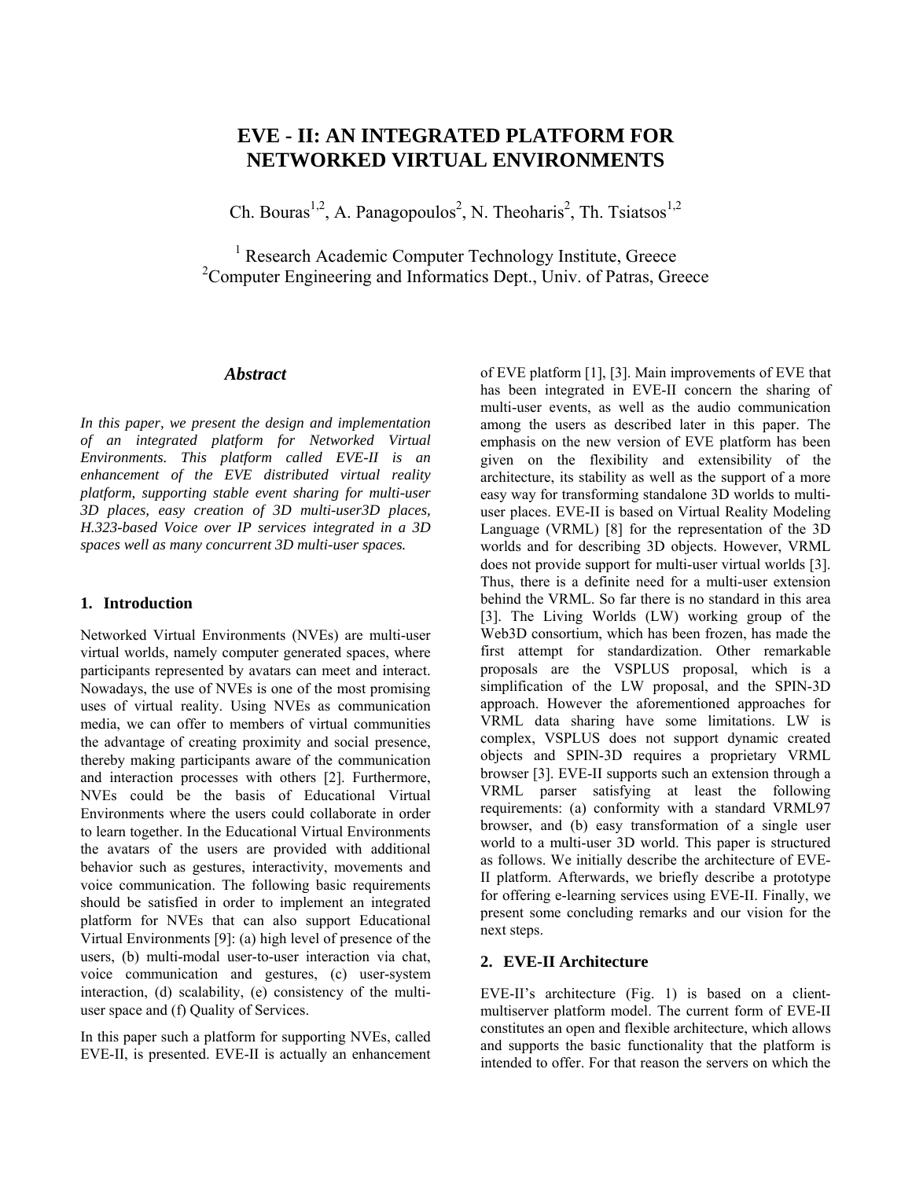# EVE - II: AN INTEGRATED PLATFORM FOR NETWORKED VIRTUAL ENVIRONMENTS

Ch. Bouras[1,2], A. Panagopoulos[2], N. Theoharis[2], Th. Tsiatsos[1,2]

[1] Research Academic Computer Technology Institute, Greece
[2]Computer Engineering and Informatics Dept., Univ. of Patras, Greece

### *Abstract*

*In this paper, we present the design and implementation of an integrated platform for Networked Virtual Environments. This platform called EVE-II is an enhancement of the EVE distributed virtual reality platform, supporting stable event sharing for multi-user 3D places, easy creation of 3D multi-user3D places, H.323-based Voice over IP services integrated in a 3D spaces well as many concurrent 3D multi-user spaces.*

## 1. Introduction

Networked Virtual Environments (NVEs) are multi-user virtual worlds, namely computer generated spaces, where participants represented by avatars can meet and interact. Nowadays, the use of NVEs is one of the most promising uses of virtual reality. Using NVEs as communication media, we can offer to members of virtual communities the advantage of creating proximity and social presence, thereby making participants aware of the communication and interaction processes with others [2]. Furthermore, NVEs could be the basis of Educational Virtual Environments where the users could collaborate in order to learn together. In the Educational Virtual Environments the avatars of the users are provided with additional behavior such as gestures, interactivity, movements and voice communication. The following basic requirements should be satisfied in order to implement an integrated platform for NVEs that can also support Educational Virtual Environments [9]: (a) high level of presence of the users, (b) multi-modal user-to-user interaction via chat, voice communication and gestures, (c) user-system interaction, (d) scalability, (e) consistency of the multi-user space and (f) Quality of Services.

In this paper such a platform for supporting NVEs, called EVE-II, is presented. EVE-II is actually an enhancement of EVE platform [1], [3]. Main improvements of EVE that has been integrated in EVE-II concern the sharing of multi-user events, as well as the audio communication among the users as described later in this paper. The emphasis on the new version of EVE platform has been given on the flexibility and extensibility of the architecture, its stability as well as the support of a more easy way for transforming standalone 3D worlds to multi-user places. EVE-II is based on Virtual Reality Modeling Language (VRML) [8] for the representation of the 3D worlds and for describing 3D objects. However, VRML does not provide support for multi-user virtual worlds [3]. Thus, there is a definite need for a multi-user extension behind the VRML. So far there is no standard in this area [3]. The Living Worlds (LW) working group of the Web3D consortium, which has been frozen, has made the first attempt for standardization. Other remarkable proposals are the VSPLUS proposal, which is a simplification of the LW proposal, and the SPIN-3D approach. However the aforementioned approaches for VRML data sharing have some limitations. LW is complex, VSPLUS does not support dynamic created objects and SPIN-3D requires a proprietary VRML browser [3]. EVE-II supports such an extension through a VRML parser satisfying at least the following requirements: (a) conformity with a standard VRML97 browser, and (b) easy transformation of a single user world to a multi-user 3D world. This paper is structured as follows. We initially describe the architecture of EVE-II platform. Afterwards, we briefly describe a prototype for offering e-learning services using EVE-II. Finally, we present some concluding remarks and our vision for the next steps.

## 2. EVE-II Architecture

EVE-II's architecture (Fig. 1) is based on a client-multiserver platform model. The current form of EVE-II constitutes an open and flexible architecture, which allows and supports the basic functionality that the platform is intended to offer. For that reason the servers on which the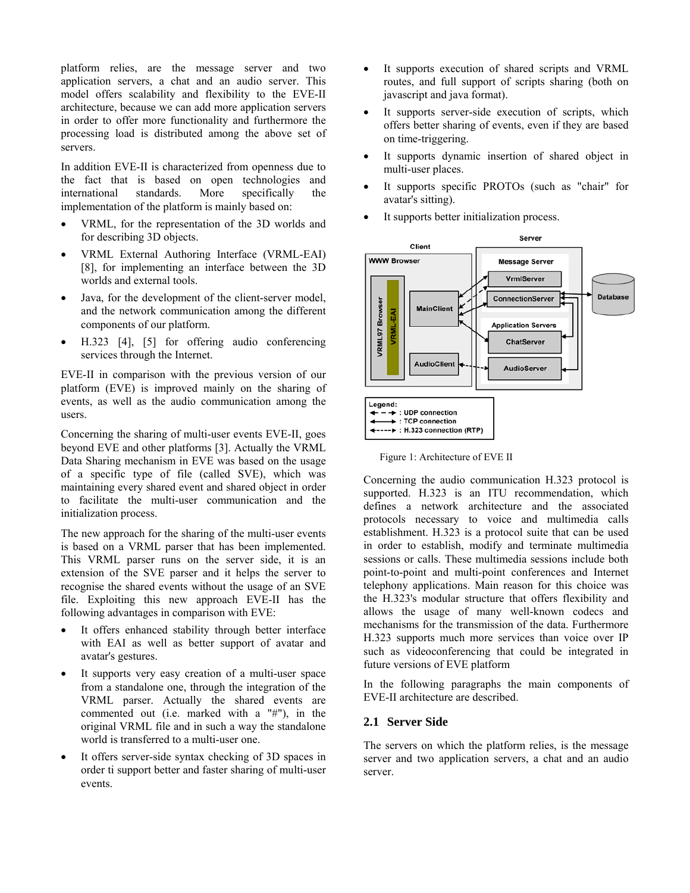platform relies, are the message server and two application servers, a chat and an audio server. This model offers scalability and flexibility to the EVE-II architecture, because we can add more application servers in order to offer more functionality and furthermore the processing load is distributed among the above set of servers.

In addition EVE-II is characterized from openness due to the fact that is based on open technologies and international standards. More specifically the implementation of the platform is mainly based on:

- VRML, for the representation of the 3D worlds and for describing 3D objects.
- VRML External Authoring Interface (VRML-EAI) [8], for implementing an interface between the 3D worlds and external tools.
- Java, for the development of the client-server model, and the network communication among the different components of our platform.
- H.323 [4], [5] for offering audio conferencing services through the Internet.

EVE-II in comparison with the previous version of our platform (EVE) is improved mainly on the sharing of events, as well as the audio communication among the users.

Concerning the sharing of multi-user events EVE-II, goes beyond EVE and other platforms [3]. Actually the VRML Data Sharing mechanism in EVE was based on the usage of a specific type of file (called SVE), which was maintaining every shared event and shared object in order to facilitate the multi-user communication and the initialization process.

The new approach for the sharing of the multi-user events is based on a VRML parser that has been implemented. This VRML parser runs on the server side, it is an extension of the SVE parser and it helps the server to recognise the shared events without the usage of an SVE file. Exploiting this new approach EVE-II has the following advantages in comparison with EVE:

- It offers enhanced stability through better interface with EAI as well as better support of avatar and avatar's gestures.
- It supports very easy creation of a multi-user space from a standalone one, through the integration of the VRML parser. Actually the shared events are commented out (i.e. marked with a "#"), in the original VRML file and in such a way the standalone world is transferred to a multi-user one.
- It offers server-side syntax checking of 3D spaces in order ti support better and faster sharing of multi-user events.
- It supports execution of shared scripts and VRML routes, and full support of scripts sharing (both on javascript and java format).
- It supports server-side execution of scripts, which offers better sharing of events, even if they are based on time-triggering.
- It supports dynamic insertion of shared object in multi-user places.
- It supports specific PROTOs (such as "chair" for avatar's sitting).
- It supports better initialization process.

Figure 1: Architecture of EVE II

Concerning the audio communication H.323 protocol is supported. H.323 is an ITU recommendation, which defines a network architecture and the associated protocols necessary to voice and multimedia calls establishment. H.323 is a protocol suite that can be used in order to establish, modify and terminate multimedia sessions or calls. These multimedia sessions include both point-to-point and multi-point conferences and Internet telephony applications. Main reason for this choice was the H.323's modular structure that offers flexibility and allows the usage of many well-known codecs and mechanisms for the transmission of the data. Furthermore H.323 supports much more services than voice over IP such as videoconferencing that could be integrated in future versions of EVE platform

In the following paragraphs the main components of EVE-II architecture are described.

### 2.1 Server Side

The servers on which the platform relies, is the message server and two application servers, a chat and an audio server.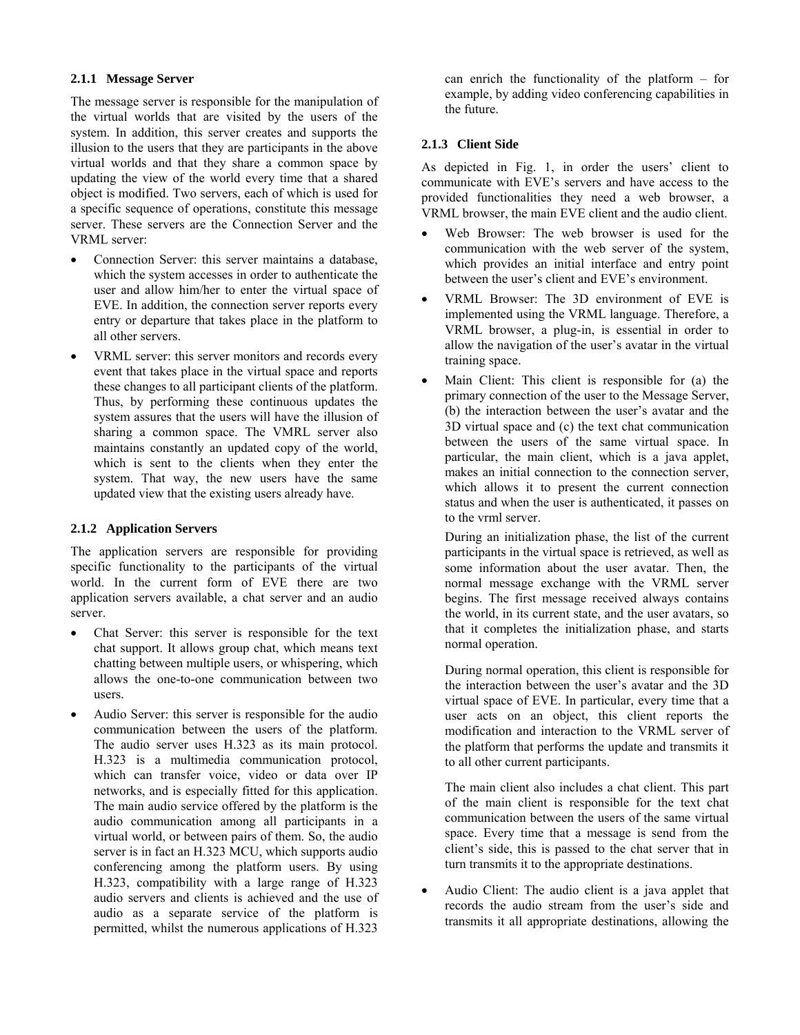### 2.1.1 Message Server

The message server is responsible for the manipulation of the virtual worlds that are visited by the users of the system. In addition, this server creates and supports the illusion to the users that they are participants in the above virtual worlds and that they share a common space by updating the view of the world every time that a shared object is modified. Two servers, each of which is used for a specific sequence of operations, constitute this message server. These servers are the Connection Server and the VRML server:

- Connection Server: this server maintains a database, which the system accesses in order to authenticate the user and allow him/her to enter the virtual space of EVE. In addition, the connection server reports every entry or departure that takes place in the platform to all other servers.
- VRML server: this server monitors and records every event that takes place in the virtual space and reports these changes to all participant clients of the platform. Thus, by performing these continuous updates the system assures that the users will have the illusion of sharing a common space. The VMRL server also maintains constantly an updated copy of the world, which is sent to the clients when they enter the system. That way, the new users have the same updated view that the existing users already have.

### 2.1.2 Application Servers

The application servers are responsible for providing specific functionality to the participants of the virtual world. In the current form of EVE there are two application servers available, a chat server and an audio server.

- Chat Server: this server is responsible for the text chat support. It allows group chat, which means text chatting between multiple users, or whispering, which allows the one-to-one communication between two users.
- Audio Server: this server is responsible for the audio communication between the users of the platform. The audio server uses H.323 as its main protocol. H.323 is a multimedia communication protocol, which can transfer voice, video or data over IP networks, and is especially fitted for this application. The main audio service offered by the platform is the audio communication among all participants in a virtual world, or between pairs of them. So, the audio server is in fact an H.323 MCU, which supports audio conferencing among the platform users. By using H.323, compatibility with a large range of H.323 audio servers and clients is achieved and the use of audio as a separate service of the platform is permitted, whilst the numerous applications of H.323 can enrich the functionality of the platform – for example, by adding video conferencing capabilities in the future.

### 2.1.3 Client Side

As depicted in Fig. 1, in order the users' client to communicate with EVE's servers and have access to the provided functionalities they need a web browser, a VRML browser, the main EVE client and the audio client.

- Web Browser: The web browser is used for the communication with the web server of the system, which provides an initial interface and entry point between the user's client and EVE's environment.
- VRML Browser: The 3D environment of EVE is implemented using the VRML language. Therefore, a VRML browser, a plug-in, is essential in order to allow the navigation of the user's avatar in the virtual training space.
- Main Client: This client is responsible for (a) the primary connection of the user to the Message Server, (b) the interaction between the user's avatar and the 3D virtual space and (c) the text chat communication between the users of the same virtual space. In particular, the main client, which is a java applet, makes an initial connection to the connection server, which allows it to present the current connection status and when the user is authenticated, it passes on to the vrml server.

  During an initialization phase, the list of the current participants in the virtual space is retrieved, as well as some information about the user avatar. Then, the normal message exchange with the VRML server begins. The first message received always contains the world, in its current state, and the user avatars, so that it completes the initialization phase, and starts normal operation.

  During normal operation, this client is responsible for the interaction between the user's avatar and the 3D virtual space of EVE. In particular, every time that a user acts on an object, this client reports the modification and interaction to the VRML server of the platform that performs the update and transmits it to all other current participants.

  The main client also includes a chat client. This part of the main client is responsible for the text chat communication between the users of the same virtual space. Every time that a message is send from the client's side, this is passed to the chat server that in turn transmits it to the appropriate destinations.

- Audio Client: The audio client is a java applet that records the audio stream from the user's side and transmits it all appropriate destinations, allowing the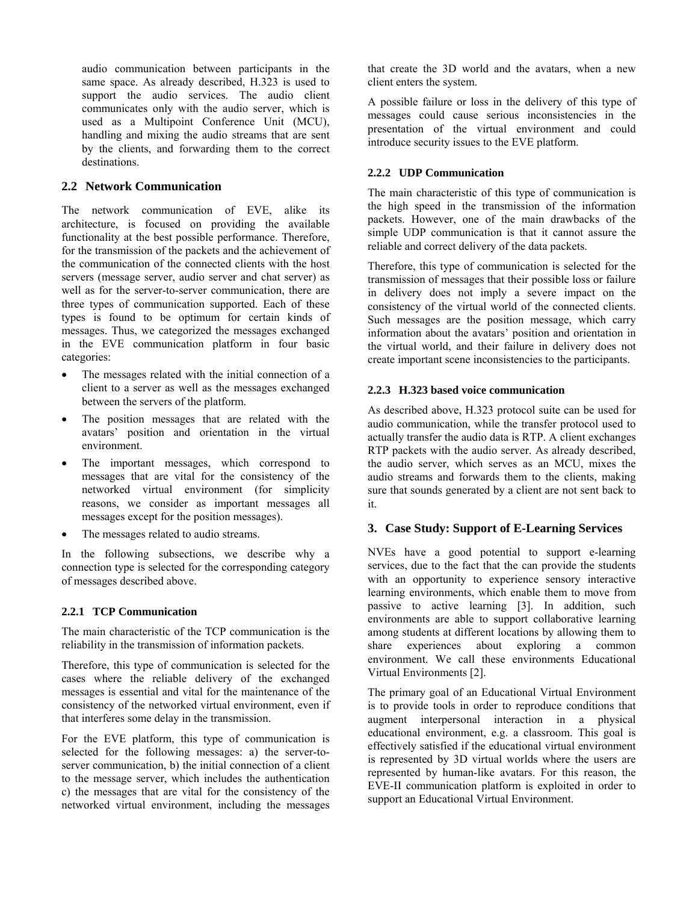audio communication between participants in the same space. As already described, H.323 is used to support the audio services. The audio client communicates only with the audio server, which is used as a Multipoint Conference Unit (MCU), handling and mixing the audio streams that are sent by the clients, and forwarding them to the correct destinations.

## 2.2 Network Communication

The network communication of EVE, alike its architecture, is focused on providing the available functionality at the best possible performance. Therefore, for the transmission of the packets and the achievement of the communication of the connected clients with the host servers (message server, audio server and chat server) as well as for the server-to-server communication, there are three types of communication supported. Each of these types is found to be optimum for certain kinds of messages. Thus, we categorized the messages exchanged in the EVE communication platform in four basic categories:

- The messages related with the initial connection of a client to a server as well as the messages exchanged between the servers of the platform.
- The position messages that are related with the avatars' position and orientation in the virtual environment.
- The important messages, which correspond to messages that are vital for the consistency of the networked virtual environment (for simplicity reasons, we consider as important messages all messages except for the position messages).
- The messages related to audio streams.

In the following subsections, we describe why a connection type is selected for the corresponding category of messages described above.

### 2.2.1 TCP Communication

The main characteristic of the TCP communication is the reliability in the transmission of information packets.

Therefore, this type of communication is selected for the cases where the reliable delivery of the exchanged messages is essential and vital for the maintenance of the consistency of the networked virtual environment, even if that interferes some delay in the transmission.

For the EVE platform, this type of communication is selected for the following messages: a) the server-to-server communication, b) the initial connection of a client to the message server, which includes the authentication c) the messages that are vital for the consistency of the networked virtual environment, including the messages that create the 3D world and the avatars, when a new client enters the system.

A possible failure or loss in the delivery of this type of messages could cause serious inconsistencies in the presentation of the virtual environment and could introduce security issues to the EVE platform.

### 2.2.2 UDP Communication

The main characteristic of this type of communication is the high speed in the transmission of the information packets. However, one of the main drawbacks of the simple UDP communication is that it cannot assure the reliable and correct delivery of the data packets.

Therefore, this type of communication is selected for the transmission of messages that their possible loss or failure in delivery does not imply a severe impact on the consistency of the virtual world of the connected clients. Such messages are the position message, which carry information about the avatars' position and orientation in the virtual world, and their failure in delivery does not create important scene inconsistencies to the participants.

### 2.2.3 H.323 based voice communication

As described above, H.323 protocol suite can be used for audio communication, while the transfer protocol used to actually transfer the audio data is RTP. A client exchanges RTP packets with the audio server. As already described, the audio server, which serves as an MCU, mixes the audio streams and forwards them to the clients, making sure that sounds generated by a client are not sent back to it.

## 3. Case Study: Support of E-Learning Services

NVEs have a good potential to support e-learning services, due to the fact that the can provide the students with an opportunity to experience sensory interactive learning environments, which enable them to move from passive to active learning [3]. In addition, such environments are able to support collaborative learning among students at different locations by allowing them to share experiences about exploring a common environment. We call these environments Educational Virtual Environments [2].

The primary goal of an Educational Virtual Environment is to provide tools in order to reproduce conditions that augment interpersonal interaction in a physical educational environment, e.g. a classroom. This goal is effectively satisfied if the educational virtual environment is represented by 3D virtual worlds where the users are represented by human-like avatars. For this reason, the EVE-II communication platform is exploited in order to support an Educational Virtual Environment.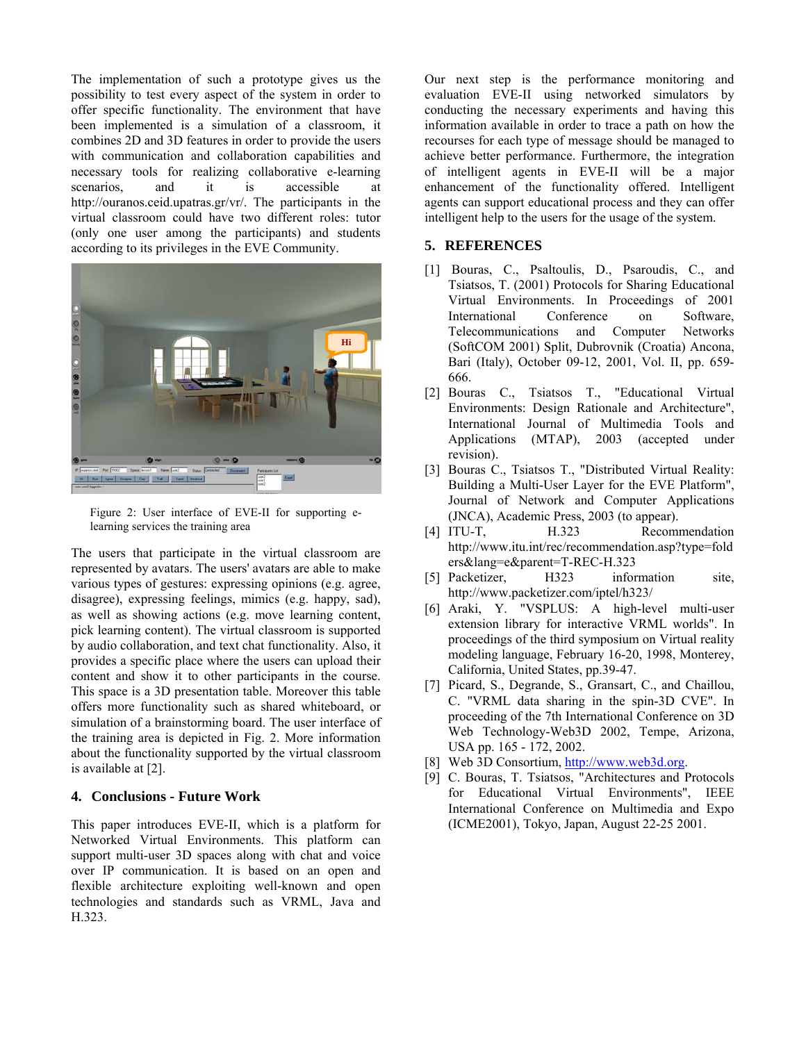The implementation of such a prototype gives us the possibility to test every aspect of the system in order to offer specific functionality. The environment that have been implemented is a simulation of a classroom, it combines 2D and 3D features in order to provide the users with communication and collaboration capabilities and necessary tools for realizing collaborative e-learning scenarios, and it is accessible at http://ouranos.ceid.upatras.gr/vr/. The participants in the virtual classroom could have two different roles: tutor (only one user among the participants) and students according to its privileges in the EVE Community.

Figure 2: User interface of EVE-II for supporting e-learning services the training area

The users that participate in the virtual classroom are represented by avatars. The users' avatars are able to make various types of gestures: expressing opinions (e.g. agree, disagree), expressing feelings, mimics (e.g. happy, sad), as well as showing actions (e.g. move learning content, pick learning content). The virtual classroom is supported by audio collaboration, and text chat functionality. Also, it provides a specific place where the users can upload their content and show it to other participants in the course. This space is a 3D presentation table. Moreover this table offers more functionality such as shared whiteboard, or simulation of a brainstorming board. The user interface of the training area is depicted in Fig. 2. More information about the functionality supported by the virtual classroom is available at [2].

## 4. Conclusions - Future Work

This paper introduces EVE-II, which is a platform for Networked Virtual Environments. This platform can support multi-user 3D spaces along with chat and voice over IP communication. It is based on an open and flexible architecture exploiting well-known and open technologies and standards such as VRML, Java and H.323.

Our next step is the performance monitoring and evaluation EVE-II using networked simulators by conducting the necessary experiments and having this information available in order to trace a path on how the recourses for each type of message should be managed to achieve better performance. Furthermore, the integration of intelligent agents in EVE-II will be a major enhancement of the functionality offered. Intelligent agents can support educational process and they can offer intelligent help to the users for the usage of the system.

## 5. REFERENCES

[1] Bouras, C., Psaltoulis, D., Psaroudis, C., and Tsiatsos, T. (2001) Protocols for Sharing Educational Virtual Environments. In Proceedings of 2001 International Conference on Software, Telecommunications and Computer Networks (SoftCOM 2001) Split, Dubrovnik (Croatia) Ancona, Bari (Italy), October 09-12, 2001, Vol. II, pp. 659-666.

[2] Bouras C., Tsiatsos T., "Educational Virtual Environments: Design Rationale and Architecture", International Journal of Multimedia Tools and Applications (MTAP), 2003 (accepted under revision).

[3] Bouras C., Tsiatsos T., "Distributed Virtual Reality: Building a Multi-User Layer for the EVE Platform", Journal of Network and Computer Applications (JNCA), Academic Press, 2003 (to appear).

[4] ITU-T, H.323 Recommendation http://www.itu.int/rec/recommendation.asp?type=folders&lang=e&parent=T-REC-H.323

[5] Packetizer, H323 information site, http://www.packetizer.com/iptel/h323/

[6] Araki, Y. "VSPLUS: A high-level multi-user extension library for interactive VRML worlds". In proceedings of the third symposium on Virtual reality modeling language, February 16-20, 1998, Monterey, California, United States, pp.39-47.

[7] Picard, S., Degrande, S., Gransart, C., and Chaillou, C. "VRML data sharing in the spin-3D CVE". In proceeding of the 7th International Conference on 3D Web Technology-Web3D 2002, Tempe, Arizona, USA pp. 165 - 172, 2002.

[8] Web 3D Consortium, http://www.web3d.org.

[9] C. Bouras, T. Tsiatsos, "Architectures and Protocols for Educational Virtual Environments", IEEE International Conference on Multimedia and Expo (ICME2001), Tokyo, Japan, August 22-25 2001.